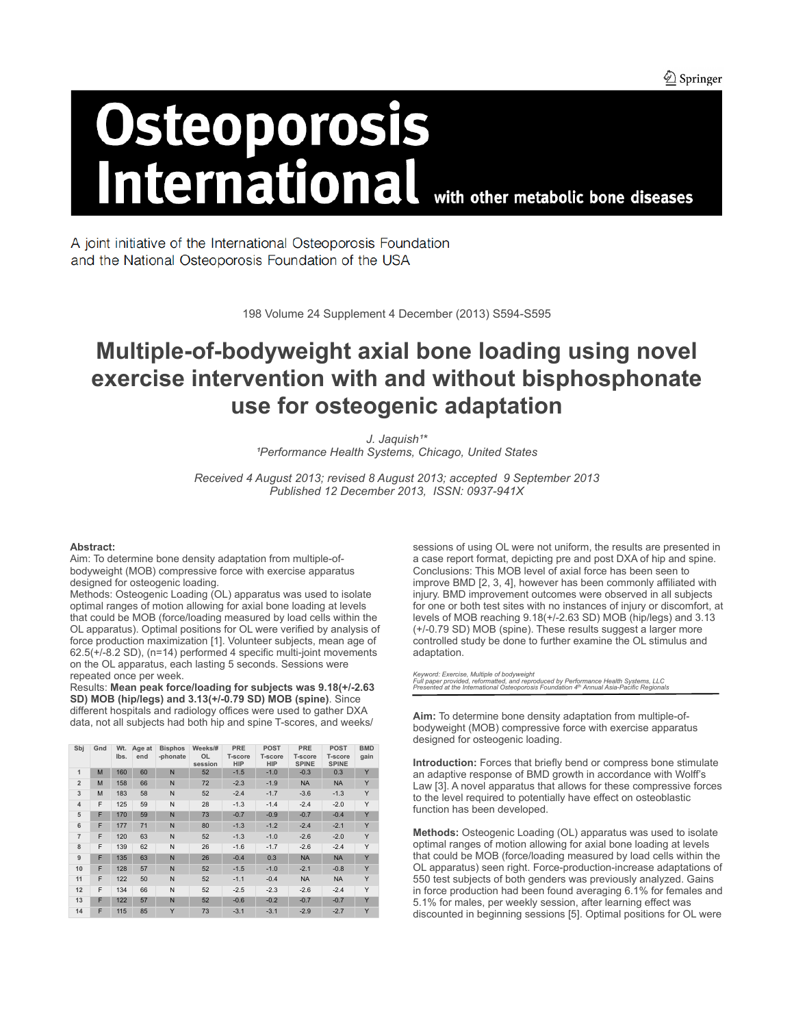# Osteoporosis International

with other metabolic bone diseases

A joint initiative of the International Osteoporosis Foundation and the National Osteoporosis Foundation of the USA

198 Volume 24 Supplement 4 December (2013) S594-S595

# Multiple-of-bodyweight axial bone loading using novel exercise intervention with and without bisphosphonate use for osteogenic adaptation

*J. Jaquish[1]\**
*[1]Performance Health Systems, Chicago, United States*

*Received 4 August 2013; revised 8 August 2013; accepted 9 September 2013*
*Published 12 December 2013, ISSN: 0937-941X*

**Abstract:**
Aim: To determine bone density adaptation from multiple-of-bodyweight (MOB) compressive force with exercise apparatus designed for osteogenic loading.
Methods: Osteogenic Loading (OL) apparatus was used to isolate optimal ranges of motion allowing for axial bone loading at levels that could be MOB (force/loading measured by load cells within the OL apparatus). Optimal positions for OL were verified by analysis of force production maximization [1]. Volunteer subjects, mean age of 62.5(+/-8.2 SD), (n=14) performed 4 specific multi-joint movements on the OL apparatus, each lasting 5 seconds. Sessions were repeated once per week.
Results: **Mean peak force/loading for subjects was 9.18(+/-2.63 SD) MOB (hip/legs) and 3.13(+/-0.79 SD) MOB (spine)**. Since different hospitals and radiology offices were used to gather DXA data, not all subjects had both hip and spine T-scores, and weeks/sessions of using OL were not uniform, the results are presented in a case report format, depicting pre and post DXA of hip and spine.
Conclusions: This MOB level of axial force has been seen to improve BMD [2, 3, 4], however has been commonly affiliated with injury. BMD improvement outcomes were observed in all subjects for one or both test sites with no instances of injury or discomfort, at levels of MOB reaching 9.18(+/-2.63 SD) MOB (hip/legs) and 3.13 (+/-0.79 SD) MOB (spine). These results suggest a larger more controlled study be done to further examine the OL stimulus and adaptation.

| Sbj | Gnd | Wt. lbs. | Age at end | Bisphos -phonate | Weeks/# OL session | PRE T-score HIP | POST T-score HIP | PRE T-score SPINE | POST T-score SPINE | BMD gain |
|---|---|---|---|---|---|---|---|---|---|---|
| 1 | M | 160 | 60 | N | 52 | -1.5 | -1.0 | -0.3 | 0.3 | Y |
| 2 | M | 158 | 66 | N | 72 | -2.3 | -1.9 | NA | NA | Y |
| 3 | M | 183 | 58 | N | 52 | -2.4 | -1.7 | -3.6 | -1.3 | Y |
| 4 | F | 125 | 59 | N | 28 | -1.3 | -1.4 | -2.4 | -2.0 | Y |
| 5 | F | 170 | 59 | N | 73 | -0.7 | -0.9 | -0.7 | -0.4 | Y |
| 6 | F | 177 | 71 | N | 80 | -1.3 | -1.2 | -2.4 | -2.1 | Y |
| 7 | F | 120 | 63 | N | 52 | -1.3 | -1.0 | -2.6 | -2.0 | Y |
| 8 | F | 139 | 62 | N | 26 | -1.6 | -1.7 | -2.6 | -2.4 | Y |
| 9 | F | 135 | 63 | N | 26 | -0.4 | 0.3 | NA | NA | Y |
| 10 | F | 128 | 57 | N | 52 | -1.5 | -1.0 | -2.1 | -0.8 | Y |
| 11 | F | 122 | 50 | N | 52 | -1.1 | -0.4 | NA | NA | Y |
| 12 | F | 134 | 66 | N | 52 | -2.5 | -2.3 | -2.6 | -2.4 | Y |
| 13 | F | 122 | 57 | N | 52 | -0.6 | -0.2 | -0.7 | -0.7 | Y |
| 14 | F | 115 | 85 | Y | 73 | -3.1 | -3.1 | -2.9 | -2.7 | Y |

*Keyword: Exercise, Multiple of bodyweight*
*Full paper provided, reformatted, and reproduced by Performance Health Systems, LLC*
*Presented at the International Osteoporosis Foundation 4th Annual Asia-Pacific Regionals*

**Aim:** To determine bone density adaptation from multiple-of-bodyweight (MOB) compressive force with exercise apparatus designed for osteogenic loading.

**Introduction:** Forces that briefly bend or compress bone stimulate an adaptive response of BMD growth in accordance with Wolff's Law [3]. A novel apparatus that allows for these compressive forces to the level required to potentially have effect on osteoblastic function has been developed.

**Methods:** Osteogenic Loading (OL) apparatus was used to isolate optimal ranges of motion allowing for axial bone loading at levels that could be MOB (force/loading measured by load cells within the OL apparatus) seen right. Force-production-increase adaptations of 550 test subjects of both genders was previously analyzed. Gains in force production had been found averaging 6.1% for females and 5.1% for males, per weekly session, after learning effect was discounted in beginning sessions [5]. Optimal positions for OL were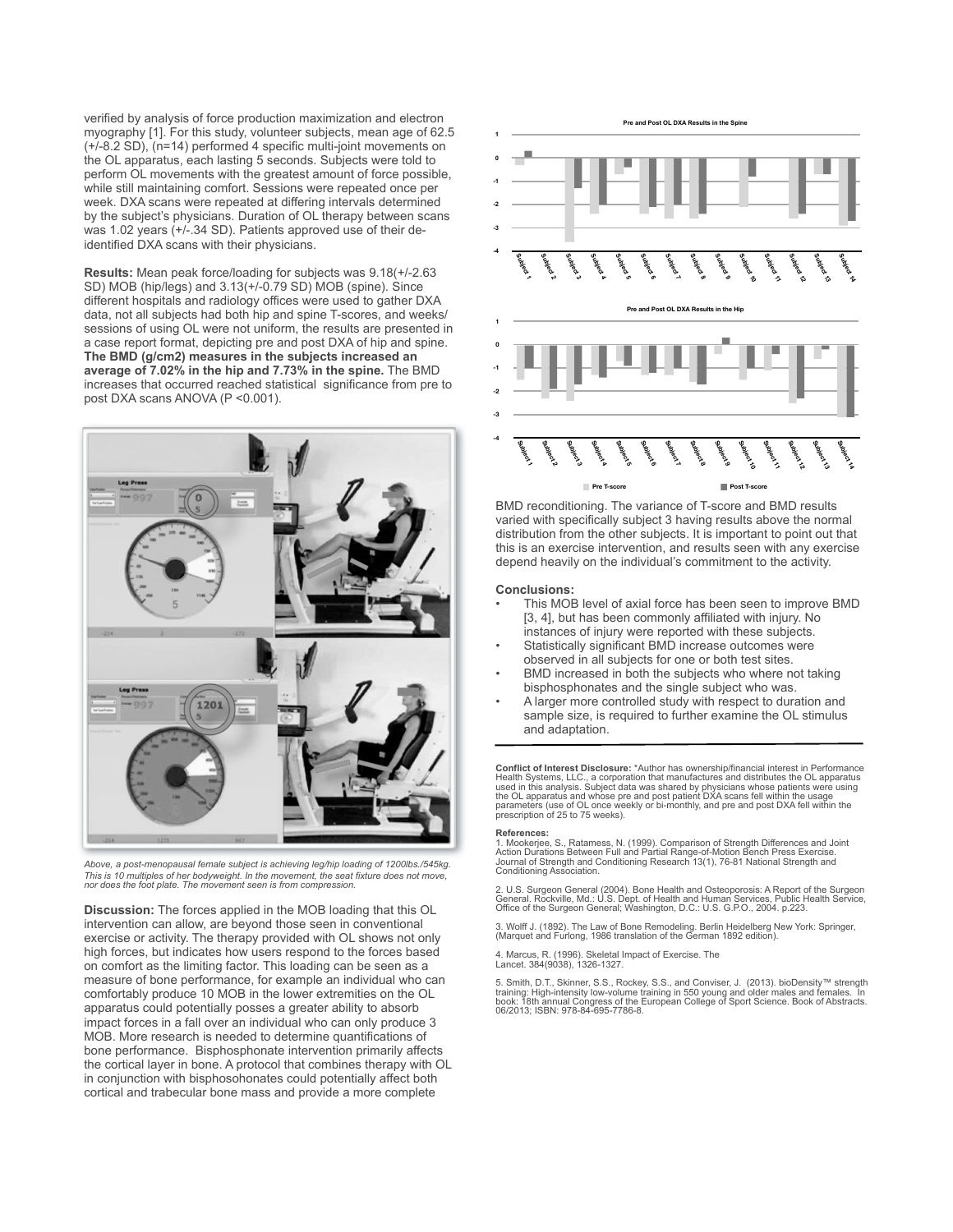verified by analysis of force production maximization and electron myography [1]. For this study, volunteer subjects, mean age of 62.5 (+/-8.2 SD), (n=14) performed 4 specific multi-joint movements on the OL apparatus, each lasting 5 seconds. Subjects were told to perform OL movements with the greatest amount of force possible, while still maintaining comfort. Sessions were repeated once per week. DXA scans were repeated at differing intervals determined by the subject's physicians. Duration of OL therapy between scans was 1.02 years (+/-.34 SD). Patients approved use of their de-identified DXA scans with their physicians.

**Results:** Mean peak force/loading for subjects was 9.18(+/-2.63 SD) MOB (hip/legs) and 3.13(+/-0.79 SD) MOB (spine). Since different hospitals and radiology offices were used to gather DXA data, not all subjects had both hip and spine T-scores, and weeks/ sessions of using OL were not uniform, the results are presented in a case report format, depicting pre and post DXA of hip and spine. **The BMD (g/cm2) measures in the subjects increased an average of 7.02% in the hip and 7.73% in the spine.** The BMD increases that occurred reached statistical significance from pre to post DXA scans ANOVA (P <0.001).

*Above, a post-menopausal female subject is achieving leg/hip loading of 1200lbs./545kg. This is 10 multiples of her bodyweight. In the movement, the seat fixture does not move, nor does the foot plate. The movement seen is from compression.*

**Discussion:** The forces applied in the MOB loading that this OL intervention can allow, are beyond those seen in conventional exercise or activity. The therapy provided with OL shows not only high forces, but indicates how users respond to the forces based on comfort as the limiting factor. This loading can be seen as a measure of bone performance, for example an individual who can comfortably produce 10 MOB in the lower extremities on the OL apparatus could potentially posses a greater ability to absorb impact forces in a fall over an individual who can only produce 3 MOB. More research is needed to determine quantifications of bone performance. Bisphosphonate intervention primarily affects the cortical layer in bone. A protocol that combines therapy with OL in conjunction with bisphosohonates could potentially affect both cortical and trabecular bone mass and provide a more complete

Pre and Post OL DXA Results in the Spine

1
0
-1
-2
-3
-4

Subject 1, Subject 2, Subject 3, Subject 4, Subject 5, Subject 6, Subject 7, Subject 8, Subject 9, Subject 10, Subject 11, Subject 12, Subject 13, Subject 14

Pre and Post OL DXA Results in the Hip

1
0
-1
-2
-3
-4

Subject 1, Subject 2, Subject 3, Subject 4, Subject 5, Subject 6, Subject 7, Subject 8, Subject 9, Subject 10, Subject 11, Subject 12, Subject 13, Subject 14

Pre T-score    Post T-score

BMD reconditioning. The variance of T-score and BMD results varied with specifically subject 3 having results above the normal distribution from the other subjects. It is important to point out that this is an exercise intervention, and results seen with any exercise depend heavily on the individual's commitment to the activity.

**Conclusions:**

- This MOB level of axial force has been seen to improve BMD [3, 4], but has been commonly affiliated with injury. No instances of injury were reported with these subjects.
- Statistically significant BMD increase outcomes were observed in all subjects for one or both test sites.
- BMD increased in both the subjects who where not taking bisphosphonates and the single subject who was.
- A larger more controlled study with respect to duration and sample size, is required to further examine the OL stimulus and adaptation.

**Conflict of Interest Disclosure:** *Author has ownership/financial interest in Performance Health Systems, LLC., a corporation that manufactures and distributes the OL apparatus used in this analysis. Subject data was shared by physicians whose patients were using the OL apparatus and whose pre and post patient DXA scans fell within the usage parameters (use of OL once weekly or bi-monthly, and pre and post DXA fell within the prescription of 25 to 75 weeks).

**References:**

1. Mookerjee, S., Ratamess, N. (1999). Comparison of Strength Differences and Joint Action Durations Between Full and Partial Range-of-Motion Bench Press Exercise. Journal of Strength and Conditioning Research 13(1), 76-81 National Strength and Conditioning Association.

2. U.S. Surgeon General (2004). Bone Health and Osteoporosis: A Report of the Surgeon General. Rockville, Md.: U.S. Dept. of Health and Human Services, Public Health Service, Office of the Surgeon General; Washington, D.C.: U.S. G.P.O., 2004. p.223.

3. Wolff J. (1892). The Law of Bone Remodeling. Berlin Heidelberg New York: Springer, (Marquet and Furlong, 1986 translation of the German 1892 edition).

4. Marcus, R. (1996). Skeletal Impact of Exercise. The Lancet. 384(9038), 1326-1327.

5. Smith, D.T., Skinner, S.S., Rockey, S.S., and Conviser, J. (2013). bioDensity™ strength training: High-intensity low-volume training in 550 young and older males and females. In book: 18th annual Congress of the European College of Sport Science. Book of Abstracts. 06/2013; ISBN: 978-84-695-7786-8.